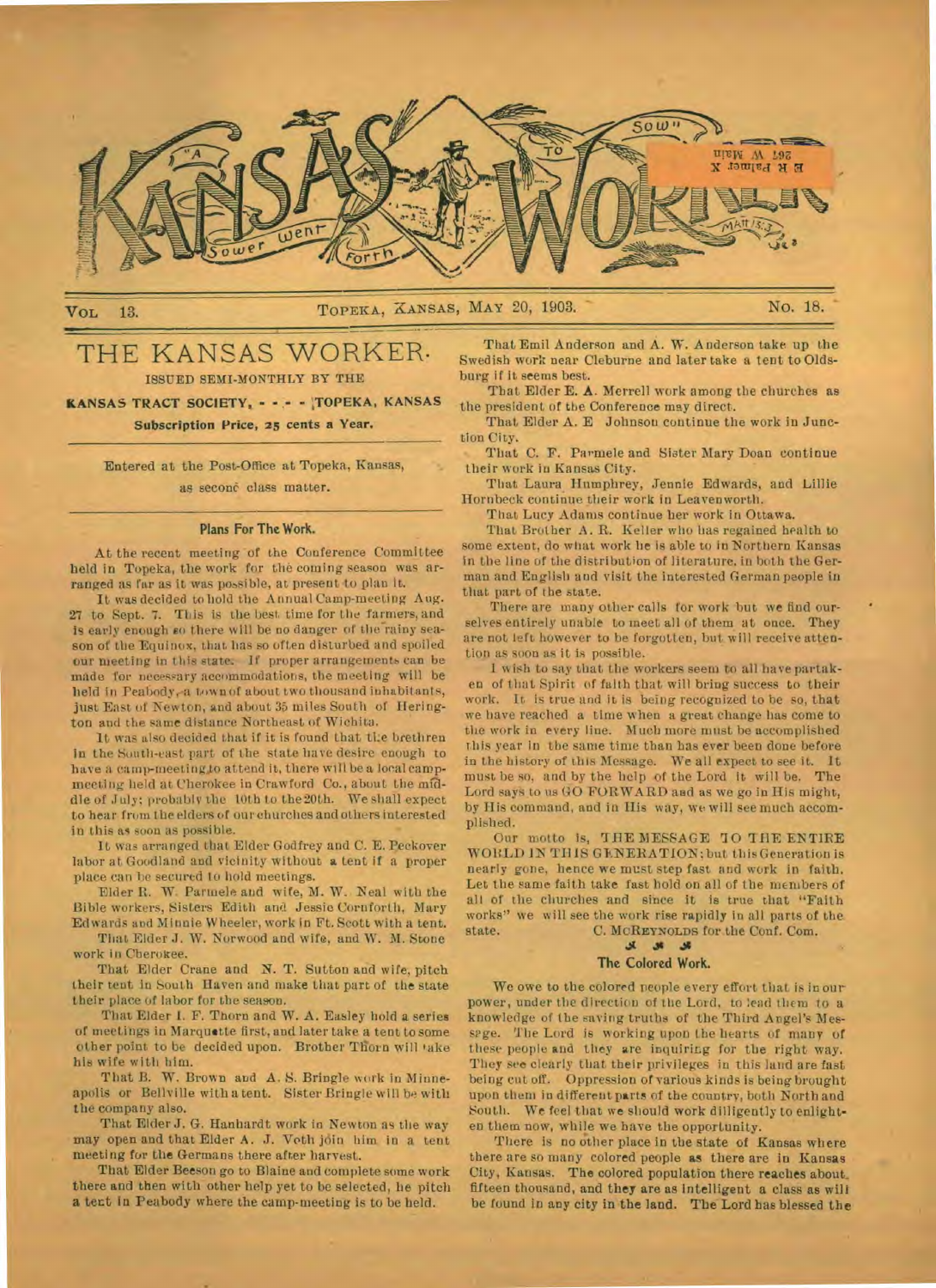# KANSAS WORKER

VOL 13. TOPEKA, KANSAS, MAY 20, 1903. No. 18.

## THE KANSAS WORKER.

ISSUED SEMI-MONTHLY BY THE

**KANSAS TRACT SOCIETY, - - - - TOPEKA, KANSAS**

**Subscription Price, 25 cents a Year.**

Entered at the Post-Office at Topeka, Kansas, as second class matter.

### Plans For The Work.

At the recent meeting of the Conference Committee held in Topeka, the work for the coming season was arranged as far as it was possible, at present to plan it.

It was decided to hold the Annual Camp-meeting Aug. 27 to Sept. 7. This is the best time for the farmers, and is early enough so there will be no danger of the rainy season of the Equinox, that has so often disturbed and spoiled our meeting in this state. If proper arrangements can be made for necessary accommodations, the meeting will be held in Peabody, a town of about two thousand inhabitants, just East of Newton, and about 35 miles South of Herington and the same distance Northeast of Wichita.

It was also decided that if it is found that the brethren in the South-east part of the state have desire enough to have a camp-meeting to attend it, there will be a local camp-meeting held at Cherokee in Crawford Co., about the middle of July; probably the 10th to the 20th. We shall expect to hear from the elders of our churches and others interested in this as soon as possible.

It was arranged that Elder Godfrey and C. E. Peckover labor at Goodland and vicinity without a tent if a proper place can be secured to hold meetings.

Elder R. W. Parmele and wife, M. W. Neal with the Bible workers, Sisters Edith and Jessie Cornforth, Mary Edwards and Minnie Wheeler, work in Ft. Scott with a tent.

That Elder J. W. Norwood and wife, and W. M. Stone work in Cherokee.

That Elder Crane and N. T. Sutton and wife, pitch their tent in South Haven and make that part of the state their place of labor for the season.

That Elder I. F. Thorn and W. A. Easley hold a series of meetings in Marquette first, and later take a tent to some other point to be decided upon. Brother Thorn will take his wife with him.

That B. W. Brown and A. S. Bringle work in Minneapolis or Bellville with a tent. Sister Bringle will be with the company also.

That Elder J. G. Hanhardt work in Newton as the way may open and that Elder A. J. Voth join him in a tent meeting for the Germans there after harvest.

That Elder Beeson go to Blaine and complete some work there and then with other help yet to be selected, he pitch a tent in Peabody where the camp-meeting is to be held.

That Emil Anderson and A. W. Anderson take up the Swedish work near Cleburne and later take a tent to Oldsburg if it seems best.

That Elder E. A. Merrell work among the churches as the president of the Conference may direct.

That Elder A. E. Johnson continue the work in Junction City.

That C. F. Parmele and Sister Mary Doan continue their work in Kansas City.

That Laura Humphrey, Jennie Edwards, and Lillie Hornbeck continue their work in Leavenworth.

That Lucy Adams continue her work in Ottawa.

That Brother A. R. Keller who has regained health to some extent, do what work he is able to in Northern Kansas in the line of the distribution of literature, in both the German and English and visit the interested German people in that part of the state.

There are many other calls for work but we find ourselves entirely unable to meet all of them at once. They are not left however to be forgotten, but will receive attention as soon as it is possible.

I wish to say that the workers seem to all have partaken of that Spirit of faith that will bring success to their work. It is true and it is being recognized to be so, that we have reached a time when a great change has come to the work in every line. Much more must be accomplished this year in the same time than has ever been done before in the history of this Message. We all expect to see it. It must be so, and by the help of the Lord it will be. The Lord says to us GO FORWARD and as we go in His might, by His command, and in His way, we will see much accomplished.

Our motto is, THE MESSAGE TO THE ENTIRE WORLD IN THIS GENERATION; but this Generation is nearly gone, hence we must step fast and work in faith. Let the same faith take fast hold on all of the members of all of the churches and since it is true that "Faith works" we will see the work rise rapidly in all parts of the state.

C. MCREYNOLDS for the Conf. Com.

### The Colored Work.

We owe to the colored people every effort that is in our power, under the direction of the Lord, to lead them to a knowledge of the saving truths of the Third Angel's Message. The Lord is working upon the hearts of many of these people and they are inquiring for the right way. They see clearly that their privileges in this land are fast being cut off. Oppression of various kinds is being brought upon them in different parts of the country, both North and South. We feel that we should work diligently to enlighten them now, while we have the opportunity.

There is no other place in the state of Kansas where there are so many colored people as there are in Kansas City, Kansas. The colored population there reaches about fifteen thousand, and they are as intelligent a class as will be found in any city in the land. The Lord has blessed the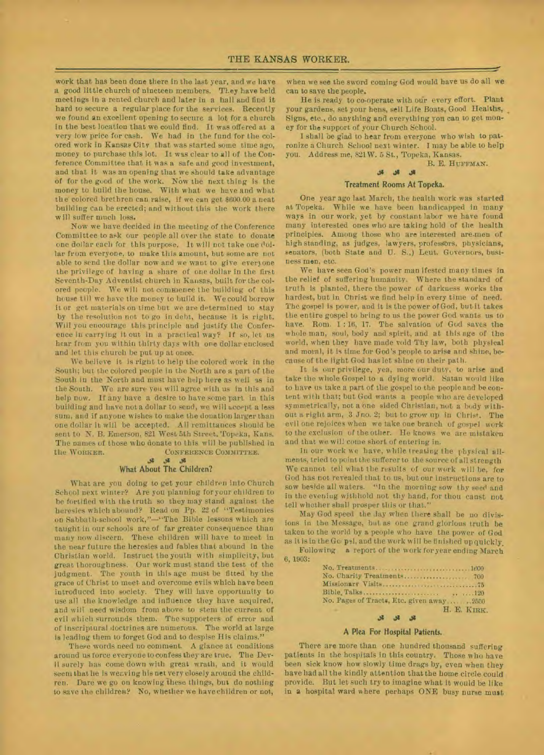work that has been done there in the last year, and we have a good little church of nineteen members. They have held meetings in a rented church and later in a hall and find it hard to secure a regular place for the services. Recently we found an excellent opening to secure a lot for a church in the best location that we could find. It was offered at a very low price for cash. We had in the fund for the colored work in Kansas City that was started some time ago, money to purchase this lot. It was clear to all of the Conference Committee that it was a safe and good investment, and that it was an opening that we should take advantage of for the good of the work. Now the next thing is the money to build the house. With what we have and what the colored brethren can raise, if we can get $600.00 a neat building can be erected; and without this the work there will suffer much loss.

Now we have decided in the meeting of the Conference Committee to ask our people all over the state to donate one dollar each for this purpose. It will not take one dollar from everyone, to make this amount, but some are not able to send the dollar now and we want to give everyone the privilege of having a share of one dollar in the first Seventh-Day Adventist church in Kansas, built for the colored people. We will not commence the building of this house till we have the money to build it. We could borrow it or get materials on time but we are determined to stay by the resolution not to go in debt, because it is right. Will you encourage this principle and justify the Conference in carrying it out in a practical way? If so, let us hear from you within thirty days with one dollar enclosed and let this church be put up at once.

We believe it is right to help the colored work in the South; but the colored people in the North are a part of the South in the North and must have help here as well as in the South. We are sure you will agree with us in this and help now. If any have a desire to have some part in this building and have not a dollar to send, we will accept a less sum, and if anyone wishes to make the donation larger than one dollar it will be accepted. All remittances should be sent to N. B. Emerson, 821 West 5th Street, Topeka, Kans. The names of those who donate to this will be published in the WORKER. CONFERENCE COMMITTEE.

## What About The Children?

What are you doing to get your children into Church School next winter? Are you planning for your children to be fortified with the truth so they may stand against the heresies which abound? Read on Pp. 22 of "Testimonies on Sabbath-school work,"—"The Bible lessons which are taught in our schools are of far greater consequence than many now discern. These children will have to meet in the near future the heresies and fables that abound in the Christian world. Instruct the youth with simplicity, but great thoroughness. Our work must stand the test of the judgment. The youth in this age must be fitted by the grace of Christ to meet and overcome evils which have been introduced into society. They will have opportunity to use all the knowledge and influence they have acquired, and will need wisdom from above to stem the current of evil which surrounds them. The supporters of error and of inscriptural doctrines are numerous. The world at large is leading them to forget God and to despise His claims."

These words need no comment. A glance at conditions around us force everyone to confess they are true. The Devil surely has come down with great wrath, and it would seem that he is weaving his net very closely around the children. Dare we go on knowing these things, but do nothing to save the children? No, whether we have children or not, when we see the sword coming God would have us do all we can to save the people.

He is ready to co-operate with our every effort. Plant your gardens, set your hens, sell Life Boats, Good Healths, Signs, etc., do anything and everything you can to get money for the support of your Church School.

I shall be glad to hear from everyone who wish to patronize a Church School next winter. I may be able to help you. Address me, 821 W. 5 St., Topeka, Kansas.

B. E. HUFFMAN.

## Treatment Rooms At Topeka.

One year ago last March, the health work was started at Topeka. While we have been handicapped in many ways in our work, yet by constant labor we have found many interested ones who are taking hold of the health principles. Among those who are interested are men of high standing, as judges, lawyers, professors, physicians, senators, (both State and U. S.,) Leut. Governors, business men, etc.

We have seen God's power manifested many times in the relief of suffering humanity. Where the standard of truth is planted, there the power of darkness works the hardest, but in Christ we find help in every time of need. The gospel is power, and it is the power of God, but it takes the entire gospel to bring to us the power God wants us to have. Rom. 1:16, 17. The salvation of God saves the whole man, soul, body and spirit, and at this age of the world, when they have made void Thy law, both physical and moral, it is time for God's people to arise and shine, because of the light God has let shine on their path.

It is our privilege, yea, more our duty, to arise and take the whole Gospel to a dying world. Satan would like to have us take a part of the gospel to the people and be content with that; but God wants a people who are developed symmetrically, not a one sided Christian, not a body without a right arm, 3 Jno. 2; but to grow up in Christ. The evil one rejoices when we take one branch of gospel work to the exclusion of the other. He knows we are mistaken and that we will come short of entering in.

In our work we have, while treating the physical ailments, tried to point the sufferer to the source of all strength. We cannot tell what the results of our work will be, for God has not revealed that to us, but our instructions are to sow beside all waters. "In the morning sow thy seed and in the evening withhold not thy hand, for thou canst not tell whether shall prosper this or that."

May God speed the day when there shall be no divisions in the Message, but as one grand glorious truth be taken to the world by a people who have the power of God as it is in the Gospel, and the work will be finished up quickly.

Following a report of the work for year ending March 6, 1903:

| | |
|---|---|
| No. Treatments | 1600 |
| No. Charity Treatments | 700 |
| Missionary Visits | 75 |
| Bible Talks | 120 |
| No. Pages of Tracts, Etc. given away | 2550 |

H. E. KIRK.

## A Plea For Hospital Patients.

There are more than one hundred thousand suffering patients in the hospitals in this country. Those who have been sick know how slowly time drags by, even when they have had all the kindly attention that the home circle could provide. But let such try to imagine what it would be like in a hospital ward where perhaps ONE busy nurse must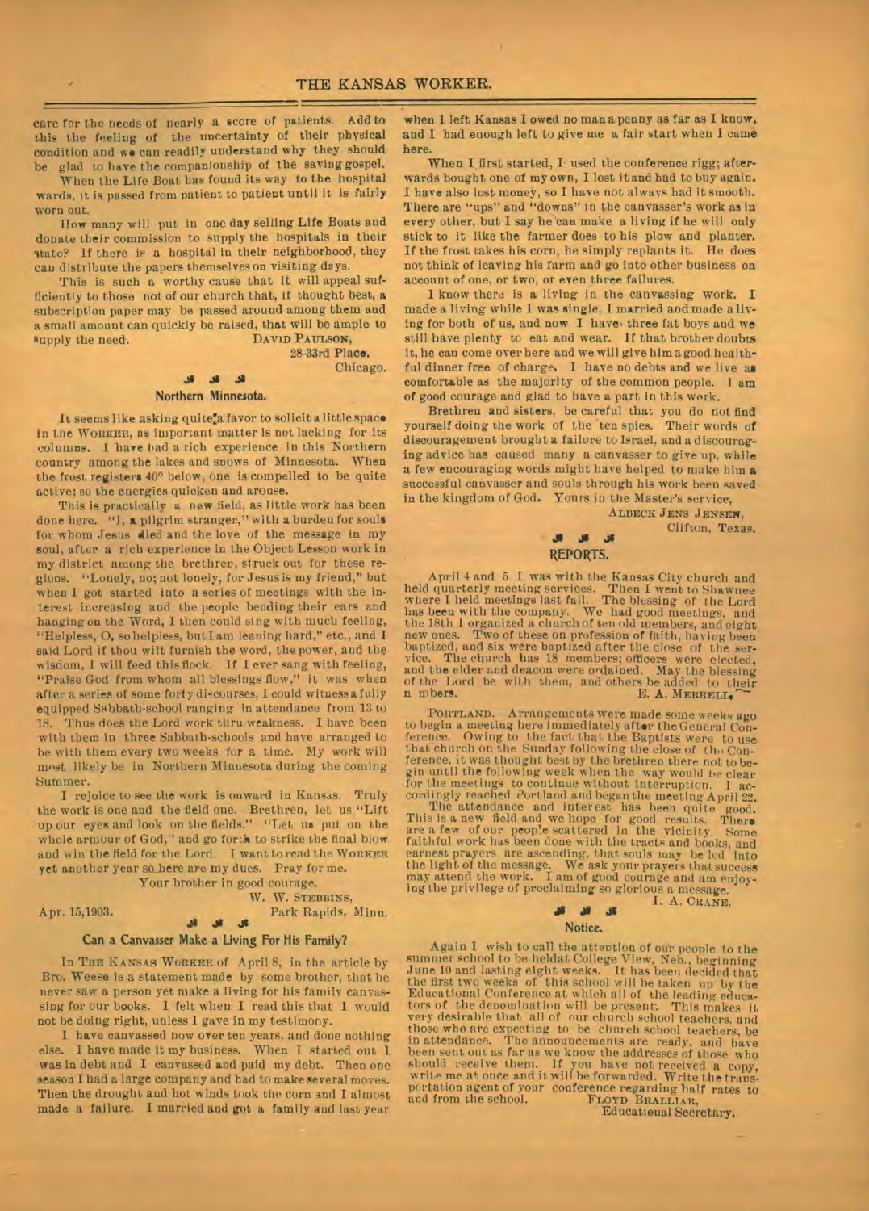care for the needs of nearly a score of patients. Add to this the feeling of the uncertainty of their physical condition and we can readily understand why they should be glad to have the companionship of the saving gospel.

When the Life Boat has found its way to the hospital wards, it is passed from patient to patient until it is fairly worn out.

How many will put in one day selling Life Boats and donate their commission to supply the hospitals in their state? If there is a hospital in their neighborhood, they can distribute the papers themselves on visiting days.

This is such a worthy cause that it will appeal sufficiently to those not of our church that, if thought best, a subscription paper may be passed around among them and a small amount can quickly be raised, that will be ample to supply the need.

DAVID PAULSON,
28-33rd Place,
Chicago.

### Northern Minnesota.

It seems like asking quite a favor to solicit a little space in the WORKER, as important matter is not lacking for its columns. I have had a rich experience in this Northern country among the lakes and snows of Minnesota. When the frost registers 40° below, one is compelled to be quite active; so the energies quicken and arouse.

This is practically a new field, as little work has been done here. "I, a pilgrim stranger," with a burden for souls for whom Jesus died and the love of the message in my soul, after a rich experience in the Object Lesson work in my district among the brethren, struck out for these regions. "Lonely, no; not lonely, for Jesus is my friend," but when I got started into a series of meetings with the interest increasing and the people bending their ears and hanging on the Word, I then could sing with much feeling, "Helpless, O, so helpless, but I am leaning hard," etc., and I said Lord if thou wilt furnish the word, the power, and the wisdom, I will feed this flock. If I ever sang with feeling, "Praise God from whom all blessings flow," it was when after a series of some forty discourses, I could witness a fully equipped Sabbath-school ranging in attendance from 13 to 18. Thus does the Lord work thru weakness. I have been with them in three Sabbath-schools and have arranged to be with them every two weeks for a time. My work will most likely be in Northern Minnesota during the coming Summer.

I rejoice to see the work is onward in Kansas. Truly the work is one and the field one. Brethren, let us "Lift up our eyes and look on the fields." "Let us put on the whole armour of God," and go forth to strike the final blow and win the field for the Lord. I want to read the WORKER yet another year so here are my dues. Pray for me.

Your brother in good courage,

W. W. STEBBINS,

Apr. 15, 1903. Park Rapids, Minn.

### Can a Canvasser Make a Living For His Family?

In THE KANSAS WORKER of April 8, in the article by Bro. Weese is a statement made by some brother, that he never saw a person yet make a living for his family canvassing for our books. I felt when I read this that I would not be doing right, unless I gave in my testimony.

I have canvassed now over ten years, and done nothing else. I have made it my business. When I started out I was in debt and I canvassed and paid my debt. Then one season I had a large company and had to make several moves. Then the drought and hot winds took the corn and I almost made a failure. I married and got a family and last year when I left Kansas I owed no man a penny as far as I know, and I had enough left to give me a fair start when I came here.

When I first started, I used the conference rigg; afterwards bought one of my own, I lost it and had to buy again. I have also lost money, so I have not always had it smooth. There are "ups" and "downs" in the canvasser's work as in every other, but I say he can make a living if he will only stick to it like the farmer does to his plow and planter. If the frost takes his corn, he simply replants it. He does not think of leaving his farm and go into other business on account of one, or two, or even three failures.

I know there is a living in the canvassing work. I made a living while I was single, I married and made a living for both of us, and now I have three fat boys and we still have plenty to eat and wear. If that brother doubts it, he can come over here and we will give him a good healthful dinner free of charge. I have no debts and we live as comfortable as the majority of the common people. I am of good courage and glad to have a part in this work.

Brethren and sisters, be careful that you do not find yourself doing the work of the ten spies. Their words of discouragement brought a failure to Israel, and a discouraging advice has caused many a canvasser to give up, while a few encouraging words might have helped to make him a successful canvasser and souls through his work been saved in the kingdom of God. Yours in the Master's service,

ALBECK JENS JENSEN,
Clifton, Texas.

### REPORTS.

April 4 and 5 I was with the Kansas City church and held quarterly meeting services. Then I went to Shawnee where I held meetings last fall. The blessing of the Lord has been with the company. We had good meetings, and the 18th I organized a church of ten old members, and eight new ones. Two of these on profession of faith, having been baptized, and six were baptized after the close of the service. The church has 18 members; officers were elected, and the elder and deacon were ordained. May the blessing of the Lord be with them, and others be added to their numbers.

E. A. MERRELL.

PORTLAND.—Arrangements were made some weeks ago to begin a meeting here immediately after the General Conference. Owing to the fact that the Baptists were to use that church on the Sunday following the close of the Conference, it was thought best by the brethren there not to begin until the following week when the way would be clear for the meetings to continue without interruption. I accordingly reached Portland and began the meeting April 22.

The attendance and interest has been quite good. This is a new field and we hope for good results. There are a few of our people scattered in the vicinity. Some faithful work has been done with the tracts and books, and earnest prayers are ascending, that souls may be led into the light of the message. We ask your prayers that success may attend the work. I am of good courage and am enjoying the privilege of proclaiming so glorious a message.

I. A. CRANE.

### Notice.

Again I wish to call the attention of our people to the summer school to be held at College View, Neb., beginning June 10 and lasting eight weeks. It has been decided that the first two weeks of this school will be taken up by the Educational Conference at which all of the leading educators of the denomination will be present. This makes it very desirable that all of our church school teachers, and those who are expecting to be church school teachers, be in attendance. The announcements are ready, and have been sent out as far as we know the addresses of those who should receive them. If you have not received a copy, write me at once and it will be forwarded. Write the transportation agent of your conference regarding half rates to and from the school.

FLOYD BRALLIAR,
Educational Secretary.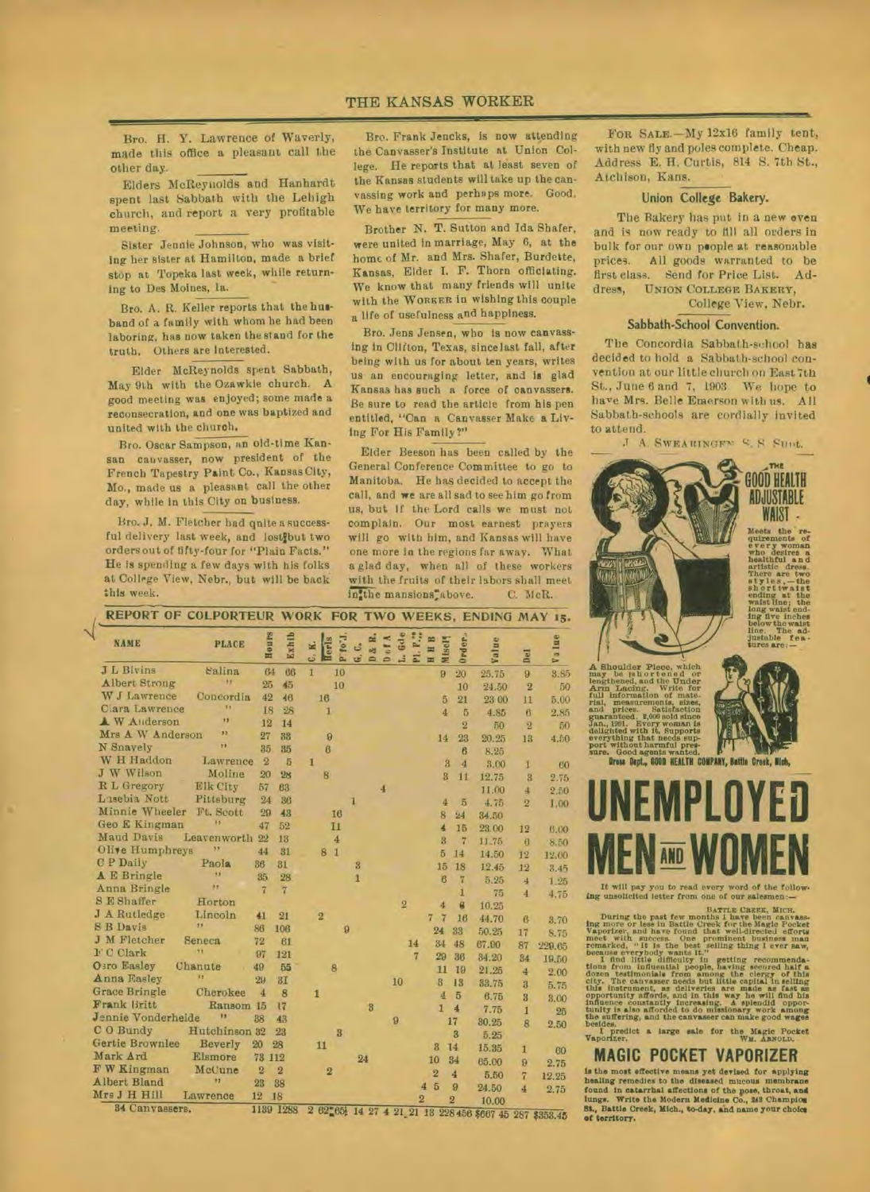Bro. H. Y. Lawrence of Waverly, made this office a pleasant call the other day.

Elders McReynolds and Hanhardt spent last Sabbath with the Lehigh church, and report a very profitable meeting.

Sister Jennie Johnson, who was visiting her sister at Hamilton, made a brief stop at Topeka last week, while returning to Des Moines, Ia.

Bro. A. R. Keller reports that the husband of a family with whom he had been laboring, has now taken the stand for the truth. Others are interested.

Elder McReynolds spent Sabbath, May 9th with the Ozawkie church. A good meeting was enjoyed; some made a reconsecration, and one was baptized and united with the church.

Bro. Oscar Sampson, an old-time Kansan canvasser, now president of the French Tapestry Paint Co., Kansas City, Mo., made us a pleasant call the other day, while in this City on business.

Bro. J. M. Fletcher had quite a successful delivery last week, and lost but two orders out of fifty-four for "Plain Facts." He is spending a few days with his folks at College View, Nebr., but will be back this week.

Bro. Frank Jencks, is now attending the Canvasser's Institute at Union College. He reports that at least seven of the Kansas students will take up the canvassing work and perhaps more. Good. We have territory for many more.

Brother N. T. Sutton and Ida Shafer, were united in marriage, May 6, at the home of Mr. and Mrs. Shafer, Burdette, Kansas, Elder I. F. Thorn officiating. We know that many friends will unite with the WORKER in wishing this couple a life of usefulness and happiness.

Bro. Jens Jensen, who is now canvassing in Clifton, Texas, since last fall, after being with us for about ten years, writes us an encouraging letter, and is glad Kansas has such a force of canvassers. Be sure to read the article from his pen entitled, "Can a Canvasser Make a Living For His Family?"

Elder Beeson has been called by the General Conference Committee to go to Manitoba. He has decided to accept the call, and we are all sad to see him go from us, but if the Lord calls we must not complain. Our most earnest prayers will go with him, and Kansas will have one more in the regions far away. What a glad day, when all of these workers with the fruits of their labors shall meet in the mansions above. C. McR.

FOR SALE.—My 12x16 family tent, with new fly and poles complete. Cheap. Address E. H. Curtis, 814 S. 7th St., Atchison, Kans.

## Union College Bakery.

The Bakery has put in a new oven and is now ready to fill all orders in bulk for our own people at reasonable prices. All goods warranted to be first class. Send for Price List. Address, UNION COLLEGE BAKERY, College View, Nebr.

## Sabbath-School Convention.

The Concordia Sabbath-school has decided to hold a Sabbath-school convention at our little church on East 7th St., June 6 and 7, 1903. We hope to have Mrs. Belle Emerson with us. All Sabbath-schools are cordially invited to attend.

J. A. SWEARINGEN S. S. Supt.

## REPORT OF COLPORTEUR WORK FOR TWO WEEKS, ENDING MAY 15.

| NAME | PLACE | Hours | Exhib | C. K. | Herls | P'fe'l | G. C. | D & R | D of A | L. Gde | Pl. F. | H H B | Miscl | Order | Value | Del | Value |
|---|---|---|---|---|---|---|---|---|---|---|---|---|---|---|---|---|---|
| J L Bivins | Salina | 64 | 66 | 1 | | 10 | | | | | | | 9 | 20 | 25.75 | 9 | 3.85 |
| Albert Strong | " | 25 | 45 | | | 10 | | | | | | | | 10 | 24.50 | 2 | 50 |
| W J Lawrence | Concordia | 42 | 46 | | 16 | | | | | | | | 5 | 21 | 23 00 | 11 | 5.00 |
| Clara Lawrence | " | 18 | 28 | | 1 | | | | | | | | 4 | 5 | 4.85 | 6 | 2.85 |
| A W Anderson | " | 12 | 14 | | | | | | | | | | | 2 | 50 | 2 | 50 |
| Mrs A W Anderson | " | 27 | 33 | | 9 | | | | | | | | 14 | 23 | 20.25 | 13 | 4.50 |
| N Snavely | " | 35 | 35 | | 6 | | | | | | | | | 6 | 8.25 | | |
| W H Haddon | Lawrence | 2 | 5 | 1 | | | | | | | | | 3 | 4 | 3.00 | 1 | 60 |
| J W Wilson | Moline | 20 | 28 | | | | | | | | | | 3 | 11 | 12.75 | 3 | 2.75 |
| R L Gregory | Elk City | 57 | 63 | | | | | | 4 | | | | | | 11.00 | 4 | 2.50 |
| Lusebia Nott | Pittsburg | 24 | 36 | | | | 1 | | | | | | 4 | 5 | 4.75 | 2 | 1.00 |
| Minnie Wheeler | Ft. Scott | 29 | 43 | | | 16 | | | | | | | 8 | 24 | 34.50 | | |
| Geo E Kingman | " | 47 | 52 | | | 11 | | | | | | | 4 | 15 | 23.00 | 12 | 6.00 |
| Maud Davis | Leavenworth | 22 | 13 | | | 4 | | | | | | | 3 | 7 | 11.75 | 6 | 8.50 |
| Olive Humphreys | " | 44 | 31 | | 8 | 1 | | | | | | | 5 | 14 | 14.50 | 12 | 12.00 |
| C P Daily | Paola | 36 | 31 | | | | 3 | | | | | | 15 | 18 | 12.45 | 12 | 3.45 |
| A E Bringle | " | 35 | 28 | | | | 1 | | | | | | 6 | 7 | 5.25 | 4 | 1.25 |
| Anna Bringle | " | 7 | 7 | | | | | | | | | | | 1 | 75 | 4 | 4.75 |
| S E Shaffer | Horton | | | | | | | | | | 2 | | 4 | 6 | 10.25 | | |
| J A Rutledge | Lincoln | 41 | 21 | | 2 | | | | | | | 7 | 7 | 16 | 44.70 | 6 | 3.70 |
| S B Davis | " | 86 | 106 | | | | 9 | | | | | | 24 | 33 | 50.25 | 17 | 8.75 |
| J M Fletcher | Seneca | 72 | 61 | | | | | | | 14 | | | 34 | 48 | 67.90 | 87 | 229.65 |
| F C Clark | " | 97 | 121 | | | | | | | 7 | | | 29 | 36 | 34.20 | 34 | 19.50 |
| Osro Easley | Chanute | 49 | 55 | | | 8 | | | | | | | 11 | 19 | 21.25 | 4 | 2.00 |
| Anna Easley | " | 29 | 31 | | | | | | | | 10 | | 8 | 13 | 33.75 | 3 | 5.75 |
| Grace Bringle | Cherokee | 4 | 8 | 1 | | | | | | | | | 4 | 5 | 6.75 | 3 | 3.00 |
| Frank Britt | Ransom | 15 | 17 | | | | | 3 | | | | | 1 | 4 | 7.75 | 1 | 25 |
| Jennie Vonderheide | " | 38 | 43 | | | | | | | | 9 | | | 17 | 30.25 | 8 | 2.50 |
| C O Bundy | Hutchinson | 32 | 23 | | | 3 | | | | | | | | 3 | 5.25 | | |
| Gertie Brownlee | Beverly | 20 | 28 | | 11 | | | | | | | | 3 | 14 | 15.35 | 1 | 60 |
| Mark Ard | Elsmore | 73 | 112 | | | | | 24 | | | | | 10 | 34 | 65.00 | 9 | 2.75 |
| F W Kingman | McCune | 2 | 2 | | 2 | | | | | | | | 2 | 4 | 5.50 | 7 | 12.25 |
| Albert Bland | " | 23 | 38 | | | | | | | | | 4 | 5 | 9 | 24.50 | 4 | 2.75 |
| Mrs J H Hill | Lawrence | 12 | 18 | | | | | | | | | 2 | | 2 | 10.00 | | |
| 34 Canvassers. | | 1139 | 1288 | 2 | 62 | 65½ | 14 | 27 | 4 | 21 | 21 | 13 | 228 | 456 | $667 45 | 287 | $353.45 |

**THE GOOD HEALTH ADJUSTABLE WAIST.**

Meets the requirements of every woman who desires a healthful and artistic dress. There are two styles,—the short waist ending at the waist line; the long waist ending five inches below the waist line. The adjustable features are:—

A Shoulder Piece, which may be lengthened or shortened, and the Under Arm Lacing. Write for full information of material, measurements, sizes, and prices. Satisfaction guaranteed. 8,000 sold since Jan., 1901. Every woman is delighted with it. Supports everything that needs support without harmful pressure. Good agents wanted.

Dress Dept., GOOD HEALTH COMPANY, Battle Creek, Mich.

# UNEMPLOYED MEN AND WOMEN

It will pay you to read every word of the following unsolicited letter from one of our salesmen:—

BATTLE CREEK, MICH.

During the past few months I have been canvassing more or less in Battle Creek for the Magic Pocket Vaporizer, and have found that well-directed efforts meet with success. One prominent business man remarked, "It is the best selling thing I ever saw, because everybody wants it."

I find little difficulty in getting recommendations from influential people, having secured half a dozen testimonials from among the clergy of this city. The canvasser needs but little capital in selling this instrument, as deliveries are made as fast as opportunity affords, and in this way he will find his influence constantly increasing. A splendid opportunity is also afforded to do missionary work among the suffering, and the canvasser can make good wages besides.

I predict a large sale for the Magic Pocket Vaporizer. WM. ARNOLD.

## MAGIC POCKET VAPORIZER

is the most effective means yet devised for applying healing remedies to the diseased mucous membrane found in catarrhal affections of the nose, throat, and lungs. Write the Modern Medicine Co., 243 Champion St., Battle Creek, Mich., to-day, and name your choice of territory.